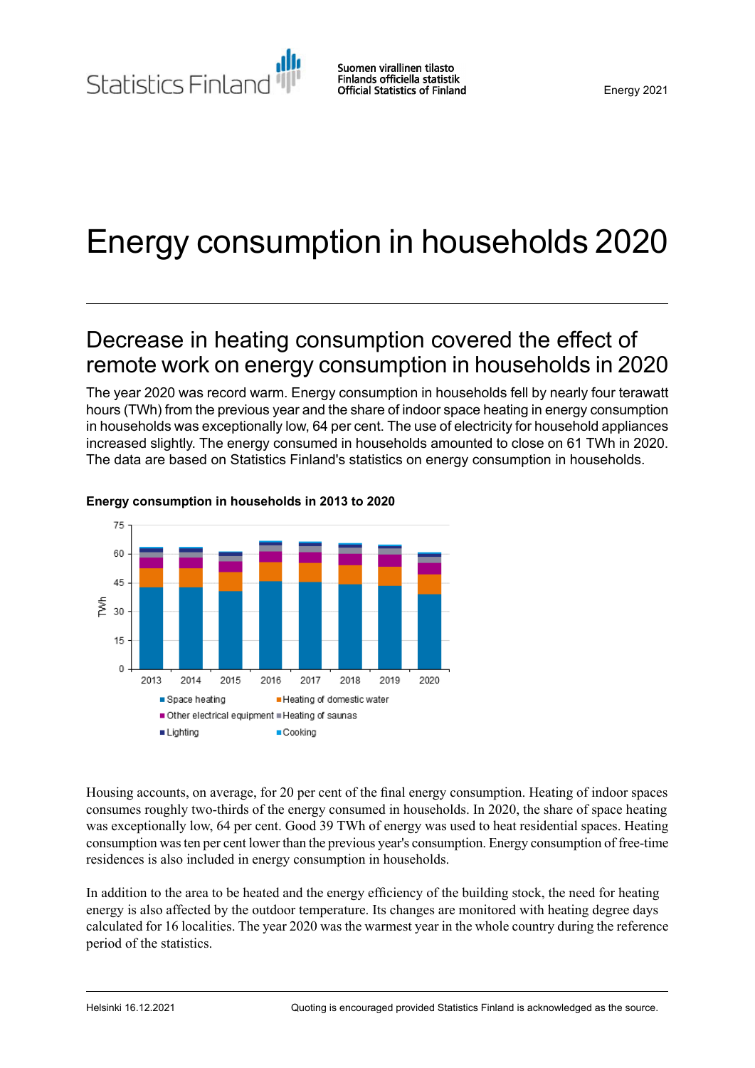Statistics Finland

Suomen virallinen tilasto
Finlands officiella statistik
Official Statistics of Finland

Energy 2021

# Energy consumption in households 2020

## Decrease in heating consumption covered the effect of remote work on energy consumption in households in 2020

The year 2020 was record warm. Energy consumption in households fell by nearly four terawatt hours (TWh) from the previous year and the share of indoor space heating in energy consumption in households was exceptionally low, 64 per cent. The use of electricity for household appliances increased slightly. The energy consumed in households amounted to close on 61 TWh in 2020. The data are based on Statistics Finland's statistics on energy consumption in households.

**Energy consumption in households in 2013 to 2020**

Housing accounts, on average, for 20 per cent of the final energy consumption. Heating of indoor spaces consumes roughly two-thirds of the energy consumed in households. In 2020, the share of space heating was exceptionally low, 64 per cent. Good 39 TWh of energy was used to heat residential spaces. Heating consumption was ten per cent lower than the previous year's consumption. Energy consumption of free-time residences is also included in energy consumption in households.

In addition to the area to be heated and the energy efficiency of the building stock, the need for heating energy is also affected by the outdoor temperature. Its changes are monitored with heating degree days calculated for 16 localities. The year 2020 was the warmest year in the whole country during the reference period of the statistics.

Helsinki 16.12.2021

Quoting is encouraged provided Statistics Finland is acknowledged as the source.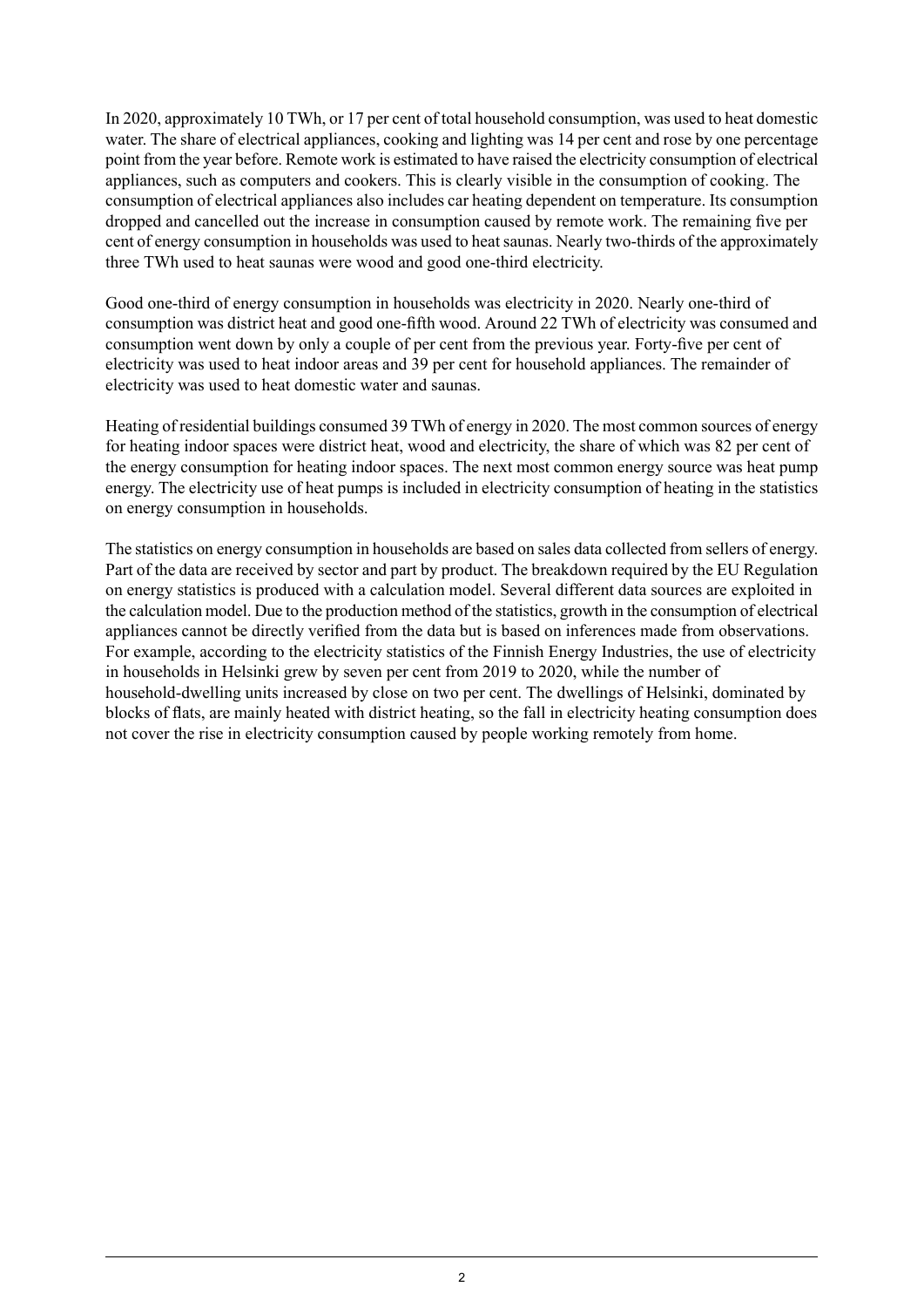In 2020, approximately 10 TWh, or 17 per cent of total household consumption, was used to heat domestic water. The share of electrical appliances, cooking and lighting was 14 per cent and rose by one percentage point from the year before. Remote work is estimated to have raised the electricity consumption of electrical appliances, such as computers and cookers. This is clearly visible in the consumption of cooking. The consumption of electrical appliances also includes car heating dependent on temperature. Its consumption dropped and cancelled out the increase in consumption caused by remote work. The remaining five per cent of energy consumption in households was used to heat saunas. Nearly two-thirds of the approximately three TWh used to heat saunas were wood and good one-third electricity.

Good one-third of energy consumption in households was electricity in 2020. Nearly one-third of consumption was district heat and good one-fifth wood. Around 22 TWh of electricity was consumed and consumption went down by only a couple of per cent from the previous year. Forty-five per cent of electricity was used to heat indoor areas and 39 per cent for household appliances. The remainder of electricity was used to heat domestic water and saunas.

Heating of residential buildings consumed 39 TWh of energy in 2020. The most common sources of energy for heating indoor spaces were district heat, wood and electricity, the share of which was 82 per cent of the energy consumption for heating indoor spaces. The next most common energy source was heat pump energy. The electricity use of heat pumps is included in electricity consumption of heating in the statistics on energy consumption in households.

The statistics on energy consumption in households are based on sales data collected from sellers of energy. Part of the data are received by sector and part by product. The breakdown required by the EU Regulation on energy statistics is produced with a calculation model. Several different data sources are exploited in the calculation model. Due to the production method of the statistics, growth in the consumption of electrical appliances cannot be directly verified from the data but is based on inferences made from observations. For example, according to the electricity statistics of the Finnish Energy Industries, the use of electricity in households in Helsinki grew by seven per cent from 2019 to 2020, while the number of household-dwelling units increased by close on two per cent. The dwellings of Helsinki, dominated by blocks of flats, are mainly heated with district heating, so the fall in electricity heating consumption does not cover the rise in electricity consumption caused by people working remotely from home.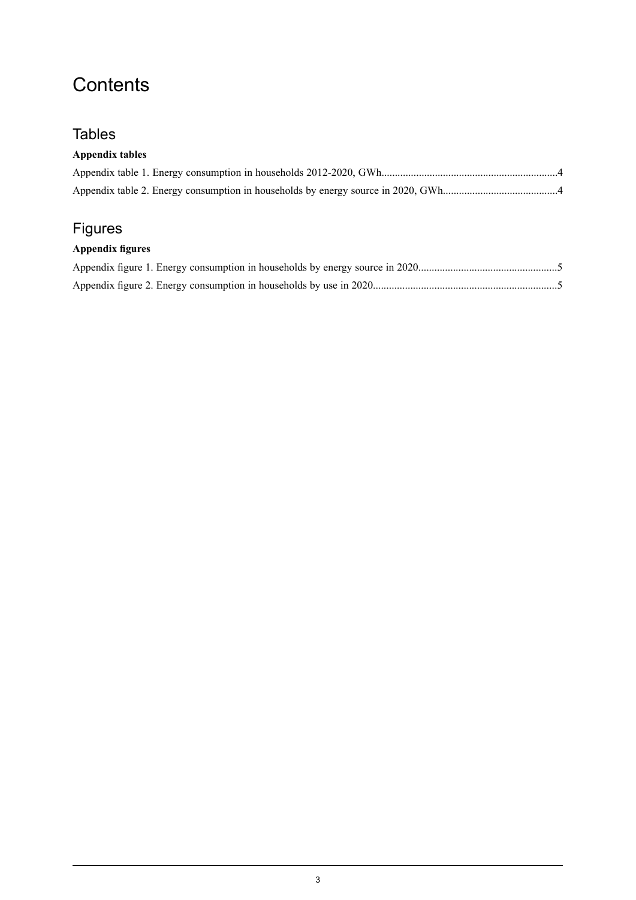# Contents

## Tables

**Appendix tables**

Appendix table 1. Energy consumption in households 2012-2020, GWh.................................................................4

Appendix table 2. Energy consumption in households by energy source in 2020, GWh...........................................4

## Figures

**Appendix figures**

Appendix figure 1. Energy consumption in households by energy source in 2020...................................................5

Appendix figure 2. Energy consumption in households by use in 2020....................................................................5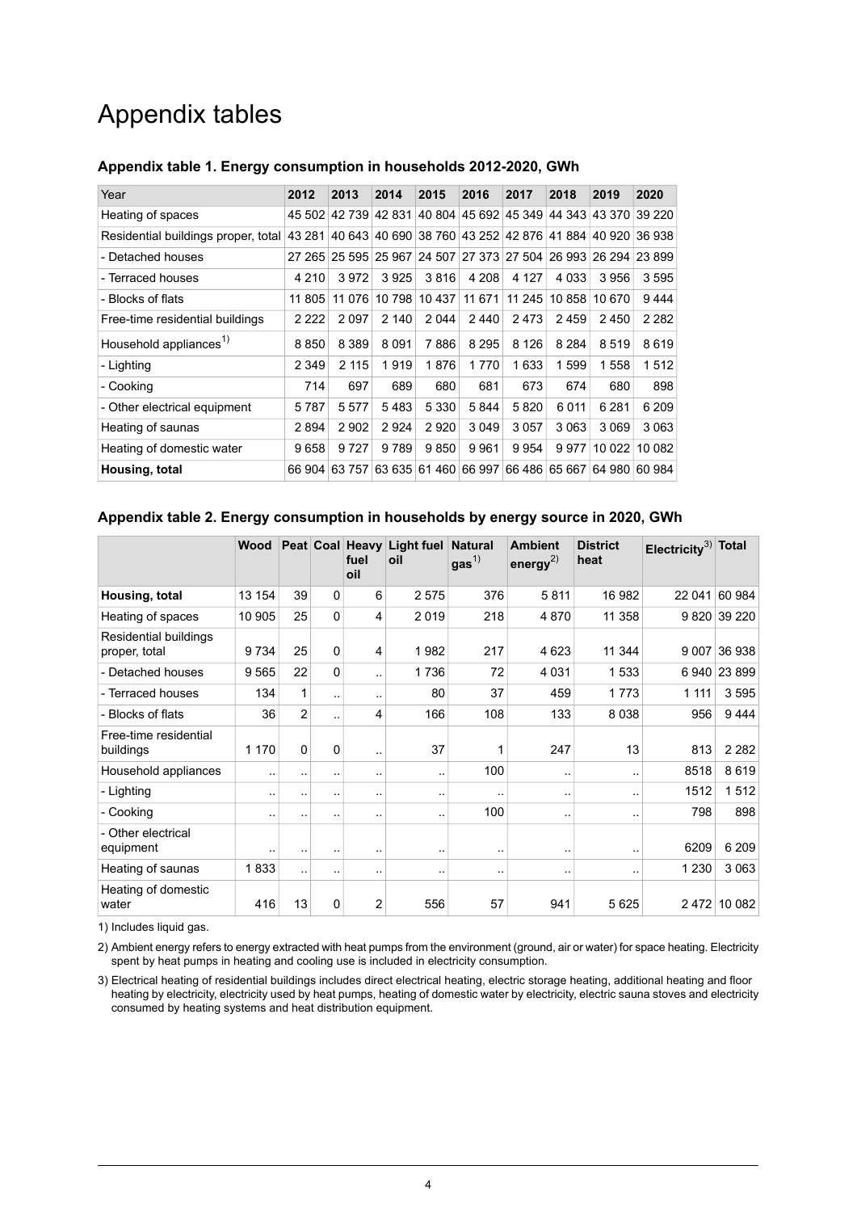# Appendix tables

### Appendix table 1. Energy consumption in households 2012-2020, GWh

| Year | 2012 | 2013 | 2014 | 2015 | 2016 | 2017 | 2018 | 2019 | 2020 |
|---|---|---|---|---|---|---|---|---|---|
| Heating of spaces | 45 502 | 42 739 | 42 831 | 40 804 | 45 692 | 45 349 | 44 343 | 43 370 | 39 220 |
| Residential buildings proper, total | 43 281 | 40 643 | 40 690 | 38 760 | 43 252 | 42 876 | 41 884 | 40 920 | 36 938 |
| - Detached houses | 27 265 | 25 595 | 25 967 | 24 507 | 27 373 | 27 504 | 26 993 | 26 294 | 23 899 |
| - Terraced houses | 4 210 | 3 972 | 3 925 | 3 816 | 4 208 | 4 127 | 4 033 | 3 956 | 3 595 |
| - Blocks of flats | 11 805 | 11 076 | 10 798 | 10 437 | 11 671 | 11 245 | 10 858 | 10 670 | 9 444 |
| Free-time residential buildings | 2 222 | 2 097 | 2 140 | 2 044 | 2 440 | 2 473 | 2 459 | 2 450 | 2 282 |
| Household appliances[1] | 8 850 | 8 389 | 8 091 | 7 886 | 8 295 | 8 126 | 8 284 | 8 519 | 8 619 |
| - Lighting | 2 349 | 2 115 | 1 919 | 1 876 | 1 770 | 1 633 | 1 599 | 1 558 | 1 512 |
| - Cooking | 714 | 697 | 689 | 680 | 681 | 673 | 674 | 680 | 898 |
| - Other electrical equipment | 5 787 | 5 577 | 5 483 | 5 330 | 5 844 | 5 820 | 6 011 | 6 281 | 6 209 |
| Heating of saunas | 2 894 | 2 902 | 2 924 | 2 920 | 3 049 | 3 057 | 3 063 | 3 069 | 3 063 |
| Heating of domestic water | 9 658 | 9 727 | 9 789 | 9 850 | 9 961 | 9 954 | 9 977 | 10 022 | 10 082 |
| **Housing, total** | 66 904 | 63 757 | 63 635 | 61 460 | 66 997 | 66 486 | 65 667 | 64 980 | 60 984 |

### Appendix table 2. Energy consumption in households by energy source in 2020, GWh

| | Wood | Peat | Coal | Heavy fuel oil | Light fuel oil | Natural gas[1] | Ambient energy[2] | District heat | Electricity[3] | Total |
|---|---|---|---|---|---|---|---|---|---|---|
| **Housing, total** | 13 154 | 39 | 0 | 6 | 2 575 | 376 | 5 811 | 16 982 | 22 041 | 60 984 |
| Heating of spaces | 10 905 | 25 | 0 | 4 | 2 019 | 218 | 4 870 | 11 358 | 9 820 | 39 220 |
| Residential buildings proper, total | 9 734 | 25 | 0 | 4 | 1 982 | 217 | 4 623 | 11 344 | 9 007 | 36 938 |
| - Detached houses | 9 565 | 22 | 0 | .. | 1 736 | 72 | 4 031 | 1 533 | 6 940 | 23 899 |
| - Terraced houses | 134 | 1 | .. | .. | 80 | 37 | 459 | 1 773 | 1 111 | 3 595 |
| - Blocks of flats | 36 | 2 | .. | 4 | 166 | 108 | 133 | 8 038 | 956 | 9 444 |
| Free-time residential buildings | 1 170 | 0 | 0 | .. | 37 | 1 | 247 | 13 | 813 | 2 282 |
| Household appliances | .. | .. | .. | .. | .. | 100 | .. | .. | 8518 | 8 619 |
| - Lighting | .. | .. | .. | .. | .. | .. | .. | .. | 1512 | 1 512 |
| - Cooking | .. | .. | .. | .. | .. | 100 | .. | .. | 798 | 898 |
| - Other electrical equipment | .. | .. | .. | .. | .. | .. | .. | .. | 6209 | 6 209 |
| Heating of saunas | 1 833 | .. | .. | .. | .. | .. | .. | .. | 1 230 | 3 063 |
| Heating of domestic water | 416 | 13 | 0 | 2 | 556 | 57 | 941 | 5 625 | 2 472 | 10 082 |

1) Includes liquid gas.

2) Ambient energy refers to energy extracted with heat pumps from the environment (ground, air or water) for space heating. Electricity spent by heat pumps in heating and cooling use is included in electricity consumption.

3) Electrical heating of residential buildings includes direct electrical heating, electric storage heating, additional heating and floor heating by electricity, electricity used by heat pumps, heating of domestic water by electricity, electric sauna stoves and electricity consumed by heating systems and heat distribution equipment.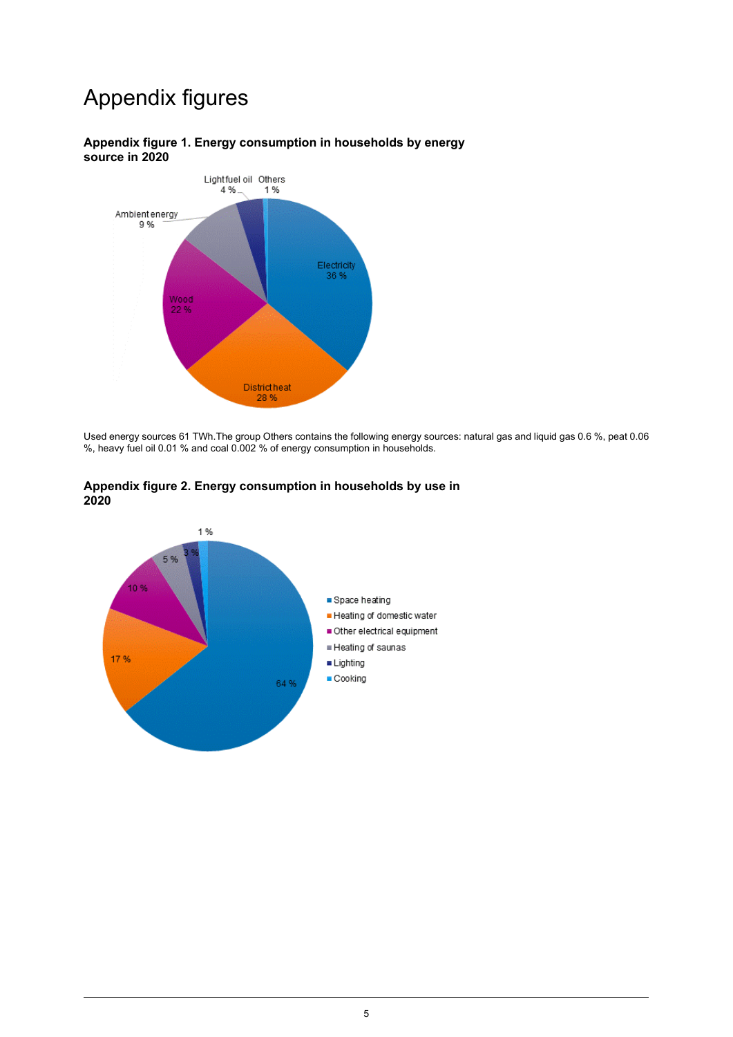# Appendix figures

**Appendix figure 1. Energy consumption in households by energy source in 2020**

Used energy sources 61 TWh.The group Others contains the following energy sources: natural gas and liquid gas 0.6 %, peat 0.06 %, heavy fuel oil 0.01 % and coal 0.002 % of energy consumption in households.

**Appendix figure 2. Energy consumption in households by use in 2020**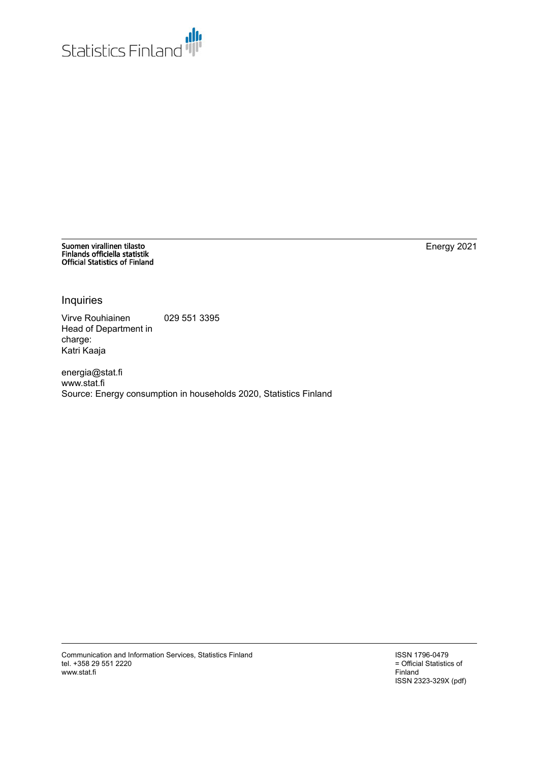Statistics Finland

Suomen virallinen tilasto
Finlands officiella statistik
Official Statistics of Finland

Energy 2021

## Inquiries

| | |
|---|---|
| Virve Rouhiainen | 029 551 3395 |
| Head of Department in charge: | |
| Katri Kaaja | |

energia@stat.fi
www.stat.fi
Source: Energy consumption in households 2020, Statistics Finland

Communication and Information Services, Statistics Finland
tel. +358 29 551 2220
www.stat.fi

ISSN 1796-0479
= Official Statistics of Finland
ISSN 2323-329X (pdf)